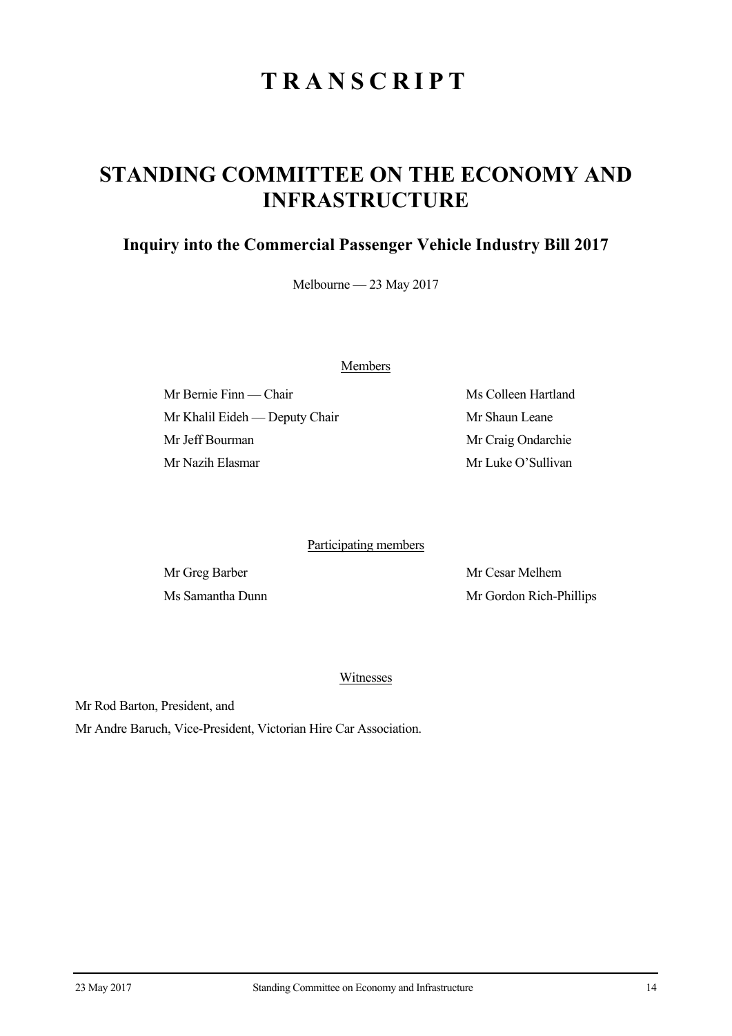# TRANSCRIPT

## STANDING COMMITTEE ON THE ECONOMY AND INFRASTRUCTURE

### Inquiry into the Commercial Passenger Vehicle Industry Bill 2017

Melbourne — 23 May 2017

Members

Mr Bernie Finn — Chair

Mr Khalil Eideh — Deputy Chair

Mr Jeff Bourman

Mr Nazih Elasmar

Ms Colleen Hartland

Mr Shaun Leane

Mr Craig Ondarchie

Mr Luke O'Sullivan

Participating members

Mr Greg Barber

Ms Samantha Dunn

Mr Cesar Melhem

Mr Gordon Rich-Phillips

Witnesses

Mr Rod Barton, President, and

Mr Andre Baruch, Vice-President, Victorian Hire Car Association.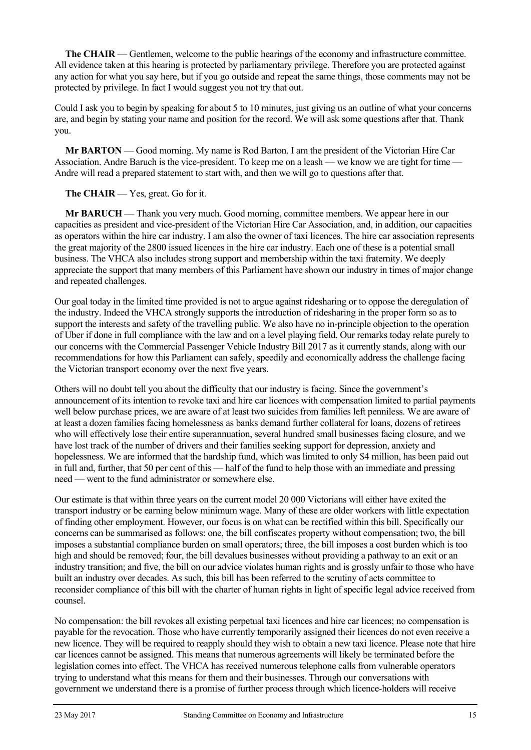**The CHAIR** — Gentlemen, welcome to the public hearings of the economy and infrastructure committee. All evidence taken at this hearing is protected by parliamentary privilege. Therefore you are protected against any action for what you say here, but if you go outside and repeat the same things, those comments may not be protected by privilege. In fact I would suggest you not try that out.

Could I ask you to begin by speaking for about 5 to 10 minutes, just giving us an outline of what your concerns are, and begin by stating your name and position for the record. We will ask some questions after that. Thank you.

**Mr BARTON** — Good morning. My name is Rod Barton. I am the president of the Victorian Hire Car Association. Andre Baruch is the vice-president. To keep me on a leash — we know we are tight for time — Andre will read a prepared statement to start with, and then we will go to questions after that.

**The CHAIR** — Yes, great. Go for it.

**Mr BARUCH** — Thank you very much. Good morning, committee members. We appear here in our capacities as president and vice-president of the Victorian Hire Car Association, and, in addition, our capacities as operators within the hire car industry. I am also the owner of taxi licences. The hire car association represents the great majority of the 2800 issued licences in the hire car industry. Each one of these is a potential small business. The VHCA also includes strong support and membership within the taxi fraternity. We deeply appreciate the support that many members of this Parliament have shown our industry in times of major change and repeated challenges.

Our goal today in the limited time provided is not to argue against ridesharing or to oppose the deregulation of the industry. Indeed the VHCA strongly supports the introduction of ridesharing in the proper form so as to support the interests and safety of the travelling public. We also have no in-principle objection to the operation of Uber if done in full compliance with the law and on a level playing field. Our remarks today relate purely to our concerns with the Commercial Passenger Vehicle Industry Bill 2017 as it currently stands, along with our recommendations for how this Parliament can safely, speedily and economically address the challenge facing the Victorian transport economy over the next five years.

Others will no doubt tell you about the difficulty that our industry is facing. Since the government's announcement of its intention to revoke taxi and hire car licences with compensation limited to partial payments well below purchase prices, we are aware of at least two suicides from families left penniless. We are aware of at least a dozen families facing homelessness as banks demand further collateral for loans, dozens of retirees who will effectively lose their entire superannuation, several hundred small businesses facing closure, and we have lost track of the number of drivers and their families seeking support for depression, anxiety and hopelessness. We are informed that the hardship fund, which was limited to only $4 million, has been paid out in full and, further, that 50 per cent of this — half of the fund to help those with an immediate and pressing need — went to the fund administrator or somewhere else.

Our estimate is that within three years on the current model 20 000 Victorians will either have exited the transport industry or be earning below minimum wage. Many of these are older workers with little expectation of finding other employment. However, our focus is on what can be rectified within this bill. Specifically our concerns can be summarised as follows: one, the bill confiscates property without compensation; two, the bill imposes a substantial compliance burden on small operators; three, the bill imposes a cost burden which is too high and should be removed; four, the bill devalues businesses without providing a pathway to an exit or an industry transition; and five, the bill on our advice violates human rights and is grossly unfair to those who have built an industry over decades. As such, this bill has been referred to the scrutiny of acts committee to reconsider compliance of this bill with the charter of human rights in light of specific legal advice received from counsel.

No compensation: the bill revokes all existing perpetual taxi licences and hire car licences; no compensation is payable for the revocation. Those who have currently temporarily assigned their licences do not even receive a new licence. They will be required to reapply should they wish to obtain a new taxi licence. Please note that hire car licences cannot be assigned. This means that numerous agreements will likely be terminated before the legislation comes into effect. The VHCA has received numerous telephone calls from vulnerable operators trying to understand what this means for them and their businesses. Through our conversations with government we understand there is a promise of further process through which licence-holders will receive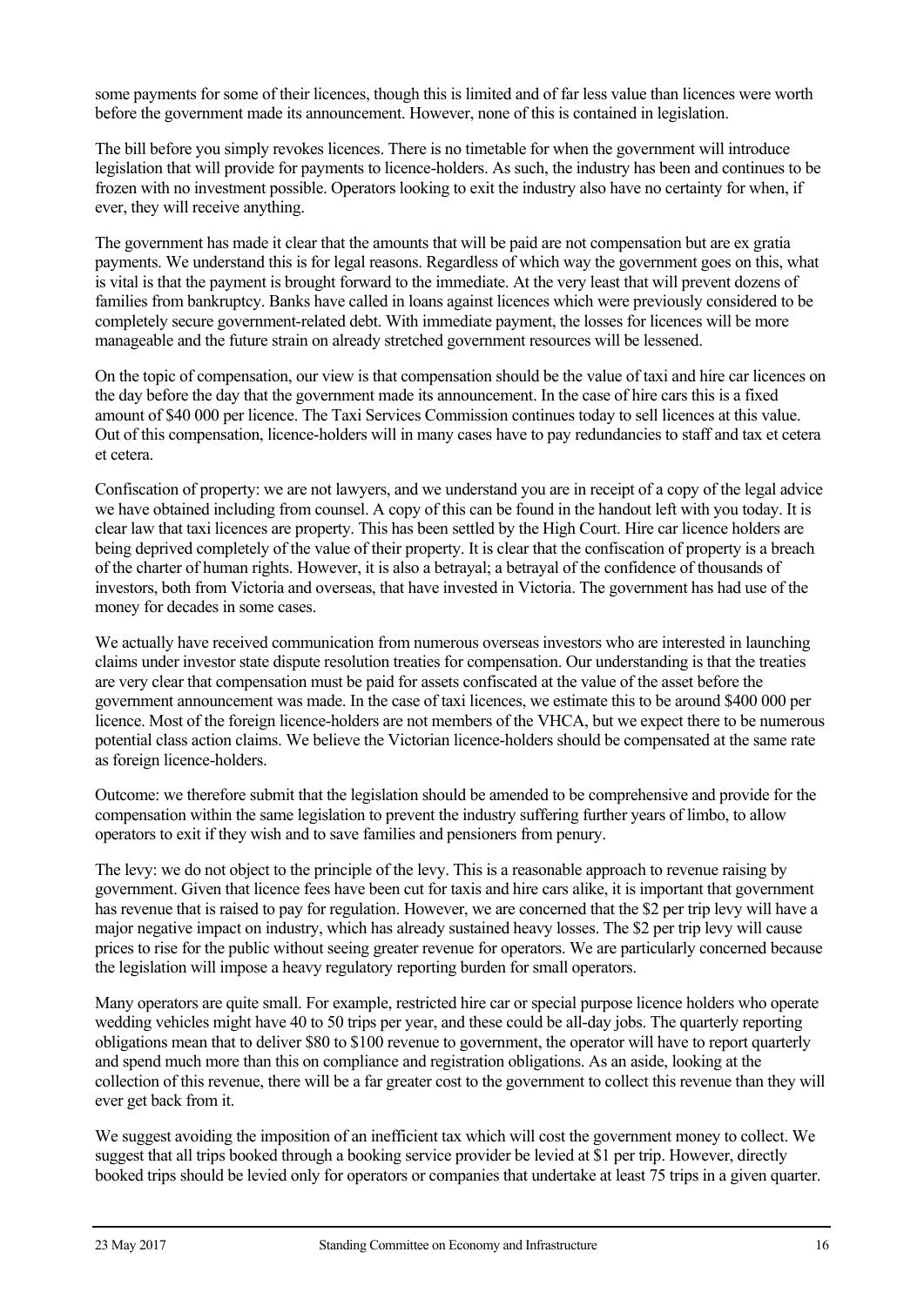some payments for some of their licences, though this is limited and of far less value than licences were worth before the government made its announcement. However, none of this is contained in legislation.

The bill before you simply revokes licences. There is no timetable for when the government will introduce legislation that will provide for payments to licence-holders. As such, the industry has been and continues to be frozen with no investment possible. Operators looking to exit the industry also have no certainty for when, if ever, they will receive anything.

The government has made it clear that the amounts that will be paid are not compensation but are ex gratia payments. We understand this is for legal reasons. Regardless of which way the government goes on this, what is vital is that the payment is brought forward to the immediate. At the very least that will prevent dozens of families from bankruptcy. Banks have called in loans against licences which were previously considered to be completely secure government-related debt. With immediate payment, the losses for licences will be more manageable and the future strain on already stretched government resources will be lessened.

On the topic of compensation, our view is that compensation should be the value of taxi and hire car licences on the day before the day that the government made its announcement. In the case of hire cars this is a fixed amount of $40 000 per licence. The Taxi Services Commission continues today to sell licences at this value. Out of this compensation, licence-holders will in many cases have to pay redundancies to staff and tax et cetera et cetera.

Confiscation of property: we are not lawyers, and we understand you are in receipt of a copy of the legal advice we have obtained including from counsel. A copy of this can be found in the handout left with you today. It is clear law that taxi licences are property. This has been settled by the High Court. Hire car licence holders are being deprived completely of the value of their property. It is clear that the confiscation of property is a breach of the charter of human rights. However, it is also a betrayal; a betrayal of the confidence of thousands of investors, both from Victoria and overseas, that have invested in Victoria. The government has had use of the money for decades in some cases.

We actually have received communication from numerous overseas investors who are interested in launching claims under investor state dispute resolution treaties for compensation. Our understanding is that the treaties are very clear that compensation must be paid for assets confiscated at the value of the asset before the government announcement was made. In the case of taxi licences, we estimate this to be around $400 000 per licence. Most of the foreign licence-holders are not members of the VHCA, but we expect there to be numerous potential class action claims. We believe the Victorian licence-holders should be compensated at the same rate as foreign licence-holders.

Outcome: we therefore submit that the legislation should be amended to be comprehensive and provide for the compensation within the same legislation to prevent the industry suffering further years of limbo, to allow operators to exit if they wish and to save families and pensioners from penury.

The levy: we do not object to the principle of the levy. This is a reasonable approach to revenue raising by government. Given that licence fees have been cut for taxis and hire cars alike, it is important that government has revenue that is raised to pay for regulation. However, we are concerned that the $2 per trip levy will have a major negative impact on industry, which has already sustained heavy losses. The $2 per trip levy will cause prices to rise for the public without seeing greater revenue for operators. We are particularly concerned because the legislation will impose a heavy regulatory reporting burden for small operators.

Many operators are quite small. For example, restricted hire car or special purpose licence holders who operate wedding vehicles might have 40 to 50 trips per year, and these could be all-day jobs. The quarterly reporting obligations mean that to deliver $80 to $100 revenue to government, the operator will have to report quarterly and spend much more than this on compliance and registration obligations. As an aside, looking at the collection of this revenue, there will be a far greater cost to the government to collect this revenue than they will ever get back from it.

We suggest avoiding the imposition of an inefficient tax which will cost the government money to collect. We suggest that all trips booked through a booking service provider be levied at $1 per trip. However, directly booked trips should be levied only for operators or companies that undertake at least 75 trips in a given quarter.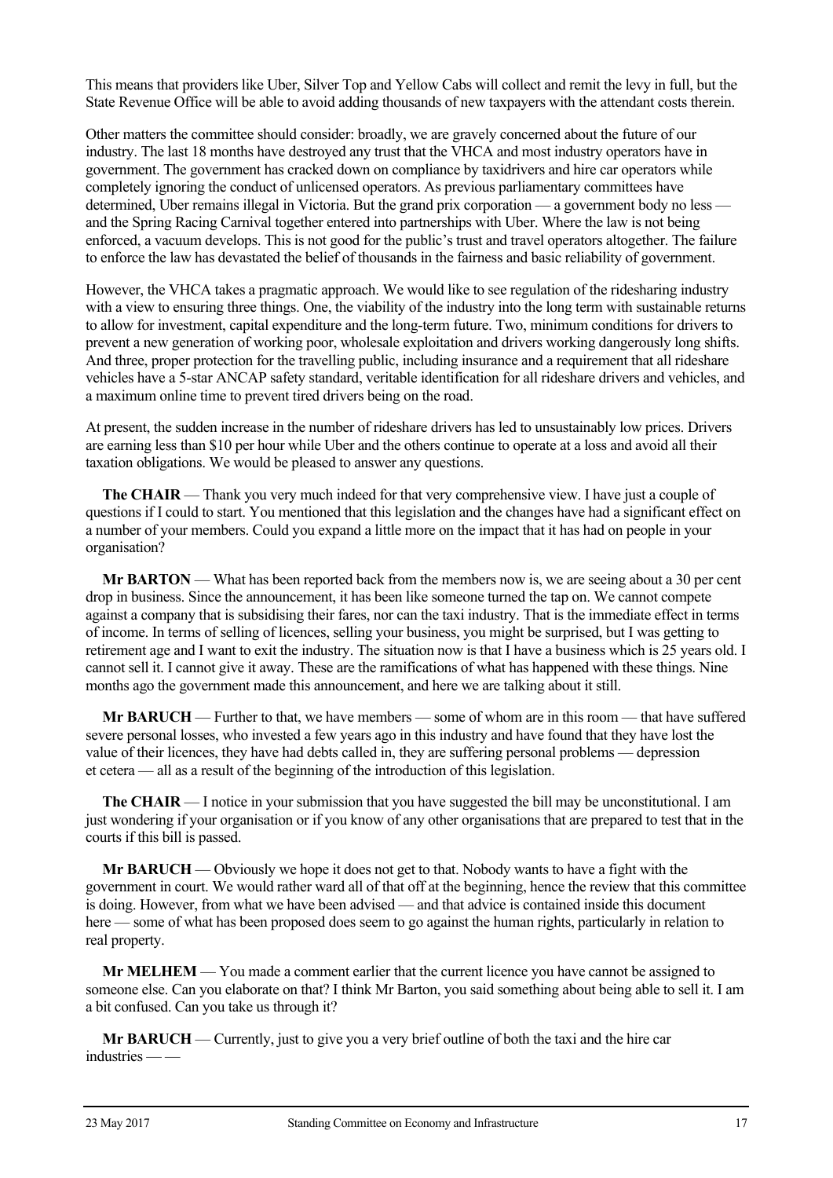This means that providers like Uber, Silver Top and Yellow Cabs will collect and remit the levy in full, but the State Revenue Office will be able to avoid adding thousands of new taxpayers with the attendant costs therein.

Other matters the committee should consider: broadly, we are gravely concerned about the future of our industry. The last 18 months have destroyed any trust that the VHCA and most industry operators have in government. The government has cracked down on compliance by taxidrivers and hire car operators while completely ignoring the conduct of unlicensed operators. As previous parliamentary committees have determined, Uber remains illegal in Victoria. But the grand prix corporation — a government body no less — and the Spring Racing Carnival together entered into partnerships with Uber. Where the law is not being enforced, a vacuum develops. This is not good for the public's trust and travel operators altogether. The failure to enforce the law has devastated the belief of thousands in the fairness and basic reliability of government.

However, the VHCA takes a pragmatic approach. We would like to see regulation of the ridesharing industry with a view to ensuring three things. One, the viability of the industry into the long term with sustainable returns to allow for investment, capital expenditure and the long-term future. Two, minimum conditions for drivers to prevent a new generation of working poor, wholesale exploitation and drivers working dangerously long shifts. And three, proper protection for the travelling public, including insurance and a requirement that all rideshare vehicles have a 5-star ANCAP safety standard, veritable identification for all rideshare drivers and vehicles, and a maximum online time to prevent tired drivers being on the road.

At present, the sudden increase in the number of rideshare drivers has led to unsustainably low prices. Drivers are earning less than $10 per hour while Uber and the others continue to operate at a loss and avoid all their taxation obligations. We would be pleased to answer any questions.

**The CHAIR** — Thank you very much indeed for that very comprehensive view. I have just a couple of questions if I could to start. You mentioned that this legislation and the changes have had a significant effect on a number of your members. Could you expand a little more on the impact that it has had on people in your organisation?

**Mr BARTON** — What has been reported back from the members now is, we are seeing about a 30 per cent drop in business. Since the announcement, it has been like someone turned the tap on. We cannot compete against a company that is subsidising their fares, nor can the taxi industry. That is the immediate effect in terms of income. In terms of selling of licences, selling your business, you might be surprised, but I was getting to retirement age and I want to exit the industry. The situation now is that I have a business which is 25 years old. I cannot sell it. I cannot give it away. These are the ramifications of what has happened with these things. Nine months ago the government made this announcement, and here we are talking about it still.

**Mr BARUCH** — Further to that, we have members — some of whom are in this room — that have suffered severe personal losses, who invested a few years ago in this industry and have found that they have lost the value of their licences, they have had debts called in, they are suffering personal problems — depression et cetera — all as a result of the beginning of the introduction of this legislation.

**The CHAIR** — I notice in your submission that you have suggested the bill may be unconstitutional. I am just wondering if your organisation or if you know of any other organisations that are prepared to test that in the courts if this bill is passed.

**Mr BARUCH** — Obviously we hope it does not get to that. Nobody wants to have a fight with the government in court. We would rather ward all of that off at the beginning, hence the review that this committee is doing. However, from what we have been advised — and that advice is contained inside this document here — some of what has been proposed does seem to go against the human rights, particularly in relation to real property.

**Mr MELHEM** — You made a comment earlier that the current licence you have cannot be assigned to someone else. Can you elaborate on that? I think Mr Barton, you said something about being able to sell it. I am a bit confused. Can you take us through it?

**Mr BARUCH** — Currently, just to give you a very brief outline of both the taxi and the hire car industries — —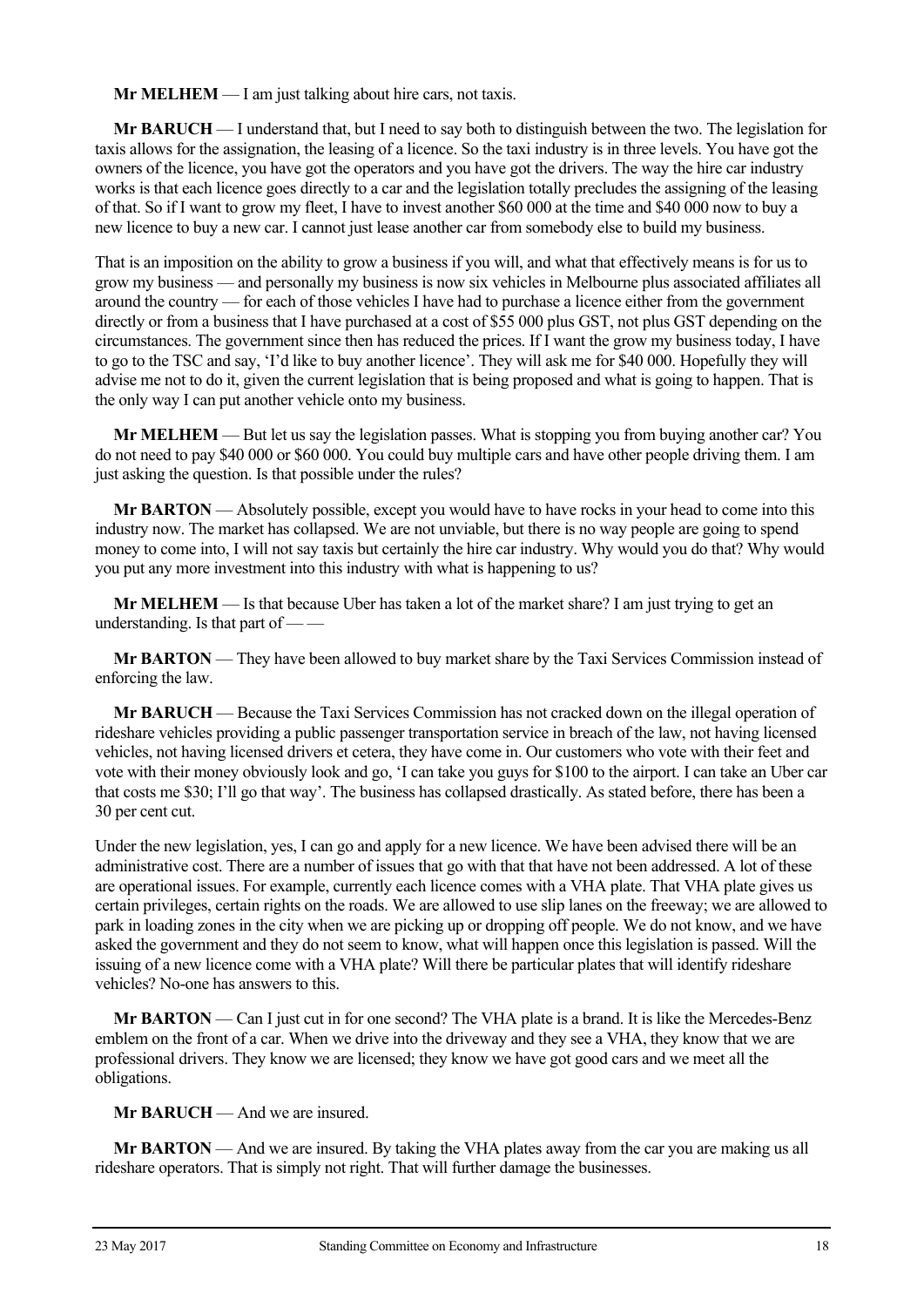**Mr MELHEM** — I am just talking about hire cars, not taxis.

**Mr BARUCH** — I understand that, but I need to say both to distinguish between the two. The legislation for taxis allows for the assignation, the leasing of a licence. So the taxi industry is in three levels. You have got the owners of the licence, you have got the operators and you have got the drivers. The way the hire car industry works is that each licence goes directly to a car and the legislation totally precludes the assigning of the leasing of that. So if I want to grow my fleet, I have to invest another $60 000 at the time and $40 000 now to buy a new licence to buy a new car. I cannot just lease another car from somebody else to build my business.

That is an imposition on the ability to grow a business if you will, and what that effectively means is for us to grow my business — and personally my business is now six vehicles in Melbourne plus associated affiliates all around the country — for each of those vehicles I have had to purchase a licence either from the government directly or from a business that I have purchased at a cost of $55 000 plus GST, not plus GST depending on the circumstances. The government since then has reduced the prices. If I want the grow my business today, I have to go to the TSC and say, 'I'd like to buy another licence'. They will ask me for $40 000. Hopefully they will advise me not to do it, given the current legislation that is being proposed and what is going to happen. That is the only way I can put another vehicle onto my business.

**Mr MELHEM** — But let us say the legislation passes. What is stopping you from buying another car? You do not need to pay $40 000 or $60 000. You could buy multiple cars and have other people driving them. I am just asking the question. Is that possible under the rules?

**Mr BARTON** — Absolutely possible, except you would have to have rocks in your head to come into this industry now. The market has collapsed. We are not unviable, but there is no way people are going to spend money to come into, I will not say taxis but certainly the hire car industry. Why would you do that? Why would you put any more investment into this industry with what is happening to us?

**Mr MELHEM** — Is that because Uber has taken a lot of the market share? I am just trying to get an understanding. Is that part of — —

**Mr BARTON** — They have been allowed to buy market share by the Taxi Services Commission instead of enforcing the law.

**Mr BARUCH** — Because the Taxi Services Commission has not cracked down on the illegal operation of rideshare vehicles providing a public passenger transportation service in breach of the law, not having licensed vehicles, not having licensed drivers et cetera, they have come in. Our customers who vote with their feet and vote with their money obviously look and go, 'I can take you guys for $100 to the airport. I can take an Uber car that costs me $30; I'll go that way'. The business has collapsed drastically. As stated before, there has been a 30 per cent cut.

Under the new legislation, yes, I can go and apply for a new licence. We have been advised there will be an administrative cost. There are a number of issues that go with that that have not been addressed. A lot of these are operational issues. For example, currently each licence comes with a VHA plate. That VHA plate gives us certain privileges, certain rights on the roads. We are allowed to use slip lanes on the freeway; we are allowed to park in loading zones in the city when we are picking up or dropping off people. We do not know, and we have asked the government and they do not seem to know, what will happen once this legislation is passed. Will the issuing of a new licence come with a VHA plate? Will there be particular plates that will identify rideshare vehicles? No-one has answers to this.

**Mr BARTON** — Can I just cut in for one second? The VHA plate is a brand. It is like the Mercedes-Benz emblem on the front of a car. When we drive into the driveway and they see a VHA, they know that we are professional drivers. They know we are licensed; they know we have got good cars and we meet all the obligations.

**Mr BARUCH** — And we are insured.

**Mr BARTON** — And we are insured. By taking the VHA plates away from the car you are making us all rideshare operators. That is simply not right. That will further damage the businesses.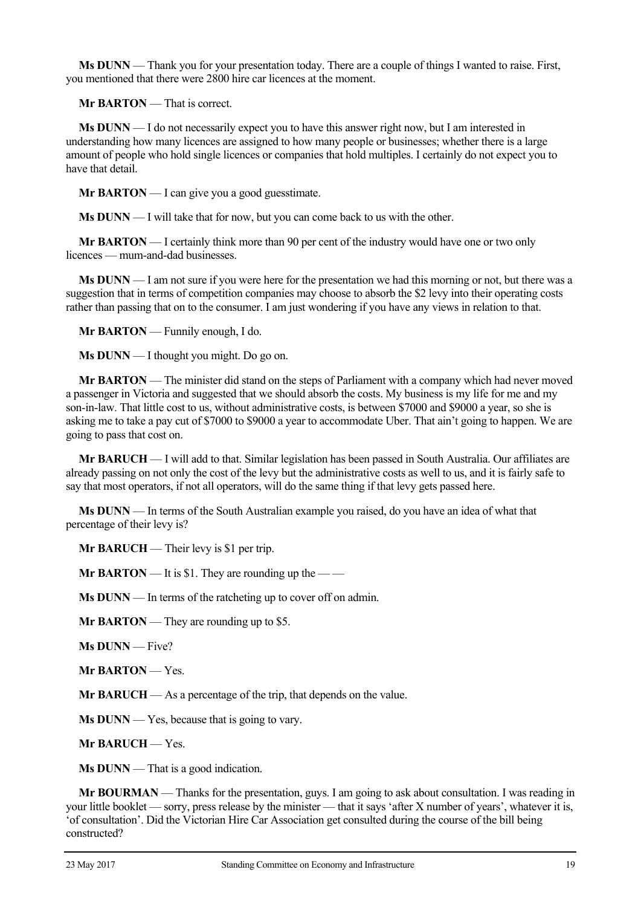**Ms DUNN** — Thank you for your presentation today. There are a couple of things I wanted to raise. First, you mentioned that there were 2800 hire car licences at the moment.

**Mr BARTON** — That is correct.

**Ms DUNN** — I do not necessarily expect you to have this answer right now, but I am interested in understanding how many licences are assigned to how many people or businesses; whether there is a large amount of people who hold single licences or companies that hold multiples. I certainly do not expect you to have that detail.

**Mr BARTON** — I can give you a good guesstimate.

**Ms DUNN** — I will take that for now, but you can come back to us with the other.

**Mr BARTON** — I certainly think more than 90 per cent of the industry would have one or two only licences — mum-and-dad businesses.

**Ms DUNN** — I am not sure if you were here for the presentation we had this morning or not, but there was a suggestion that in terms of competition companies may choose to absorb the $2 levy into their operating costs rather than passing that on to the consumer. I am just wondering if you have any views in relation to that.

**Mr BARTON** — Funnily enough, I do.

**Ms DUNN** — I thought you might. Do go on.

**Mr BARTON** — The minister did stand on the steps of Parliament with a company which had never moved a passenger in Victoria and suggested that we should absorb the costs. My business is my life for me and my son-in-law. That little cost to us, without administrative costs, is between $7000 and $9000 a year, so she is asking me to take a pay cut of $7000 to $9000 a year to accommodate Uber. That ain't going to happen. We are going to pass that cost on.

**Mr BARUCH** — I will add to that. Similar legislation has been passed in South Australia. Our affiliates are already passing on not only the cost of the levy but the administrative costs as well to us, and it is fairly safe to say that most operators, if not all operators, will do the same thing if that levy gets passed here.

**Ms DUNN** — In terms of the South Australian example you raised, do you have an idea of what that percentage of their levy is?

**Mr BARUCH** — Their levy is $1 per trip.

**Mr BARTON** — It is $1. They are rounding up the — —

**Ms DUNN** — In terms of the ratcheting up to cover off on admin.

**Mr BARTON** — They are rounding up to $5.

**Ms DUNN** — Five?

**Mr BARTON** — Yes.

**Mr BARUCH** — As a percentage of the trip, that depends on the value.

**Ms DUNN** — Yes, because that is going to vary.

**Mr BARUCH** — Yes.

**Ms DUNN** — That is a good indication.

**Mr BOURMAN** — Thanks for the presentation, guys. I am going to ask about consultation. I was reading in your little booklet — sorry, press release by the minister — that it says 'after X number of years', whatever it is, 'of consultation'. Did the Victorian Hire Car Association get consulted during the course of the bill being constructed?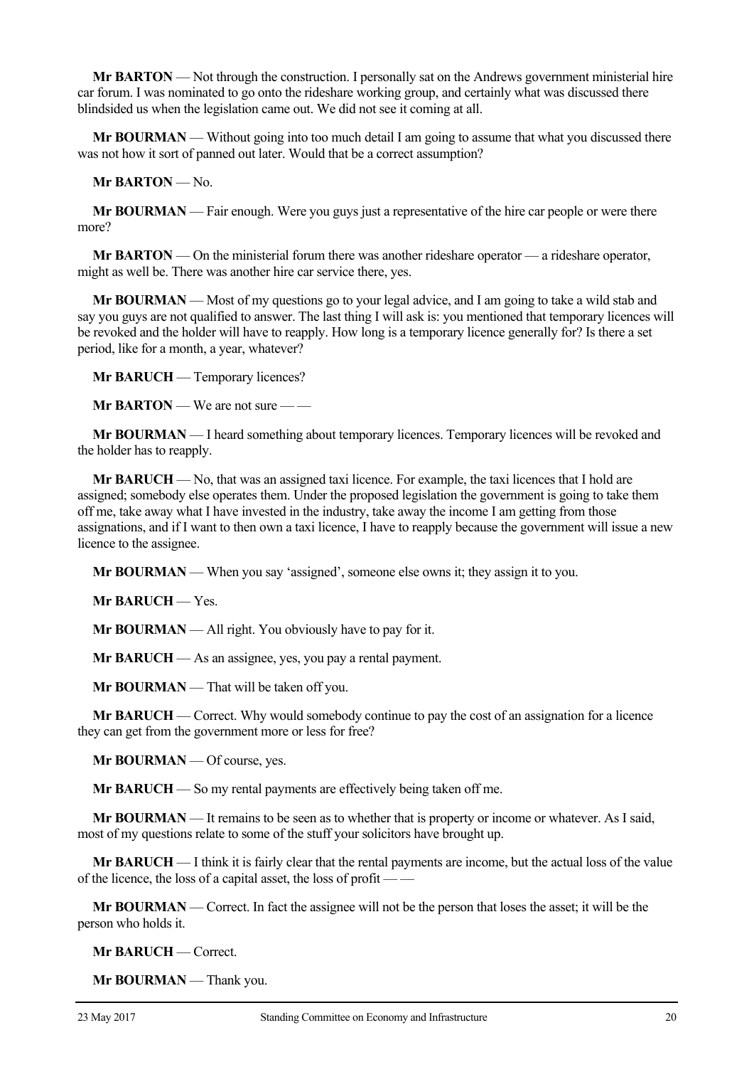**Mr BARTON** — Not through the construction. I personally sat on the Andrews government ministerial hire car forum. I was nominated to go onto the rideshare working group, and certainly what was discussed there blindsided us when the legislation came out. We did not see it coming at all.

**Mr BOURMAN** — Without going into too much detail I am going to assume that what you discussed there was not how it sort of panned out later. Would that be a correct assumption?

**Mr BARTON** — No.

**Mr BOURMAN** — Fair enough. Were you guys just a representative of the hire car people or were there more?

**Mr BARTON** — On the ministerial forum there was another rideshare operator — a rideshare operator, might as well be. There was another hire car service there, yes.

**Mr BOURMAN** — Most of my questions go to your legal advice, and I am going to take a wild stab and say you guys are not qualified to answer. The last thing I will ask is: you mentioned that temporary licences will be revoked and the holder will have to reapply. How long is a temporary licence generally for? Is there a set period, like for a month, a year, whatever?

**Mr BARUCH** — Temporary licences?

**Mr BARTON** — We are not sure — —

**Mr BOURMAN** — I heard something about temporary licences. Temporary licences will be revoked and the holder has to reapply.

**Mr BARUCH** — No, that was an assigned taxi licence. For example, the taxi licences that I hold are assigned; somebody else operates them. Under the proposed legislation the government is going to take them off me, take away what I have invested in the industry, take away the income I am getting from those assignations, and if I want to then own a taxi licence, I have to reapply because the government will issue a new licence to the assignee.

**Mr BOURMAN** — When you say 'assigned', someone else owns it; they assign it to you.

**Mr BARUCH** — Yes.

**Mr BOURMAN** — All right. You obviously have to pay for it.

**Mr BARUCH** — As an assignee, yes, you pay a rental payment.

**Mr BOURMAN** — That will be taken off you.

**Mr BARUCH** — Correct. Why would somebody continue to pay the cost of an assignation for a licence they can get from the government more or less for free?

**Mr BOURMAN** — Of course, yes.

**Mr BARUCH** — So my rental payments are effectively being taken off me.

**Mr BOURMAN** — It remains to be seen as to whether that is property or income or whatever. As I said, most of my questions relate to some of the stuff your solicitors have brought up.

**Mr BARUCH** — I think it is fairly clear that the rental payments are income, but the actual loss of the value of the licence, the loss of a capital asset, the loss of profit — —

**Mr BOURMAN** — Correct. In fact the assignee will not be the person that loses the asset; it will be the person who holds it.

**Mr BARUCH** — Correct.

**Mr BOURMAN** — Thank you.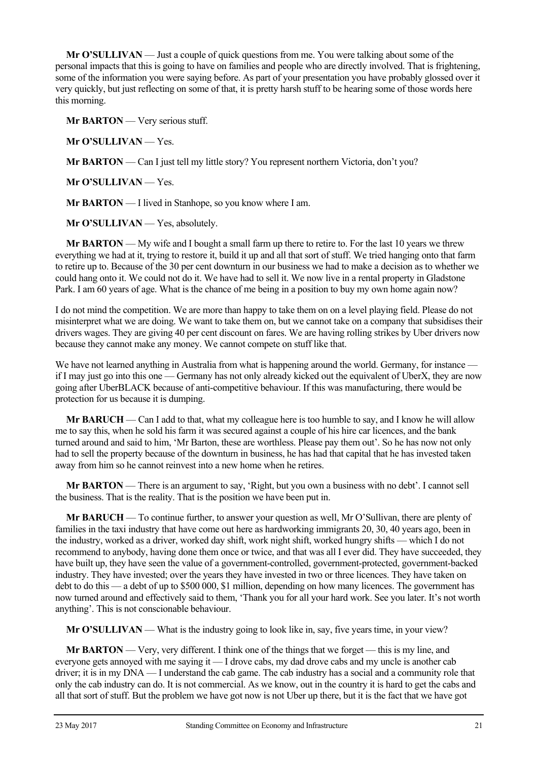**Mr O'SULLIVAN** — Just a couple of quick questions from me. You were talking about some of the personal impacts that this is going to have on families and people who are directly involved. That is frightening, some of the information you were saying before. As part of your presentation you have probably glossed over it very quickly, but just reflecting on some of that, it is pretty harsh stuff to be hearing some of those words here this morning.

**Mr BARTON** — Very serious stuff.

**Mr O'SULLIVAN** — Yes.

**Mr BARTON** — Can I just tell my little story? You represent northern Victoria, don't you?

**Mr O'SULLIVAN** — Yes.

**Mr BARTON** — I lived in Stanhope, so you know where I am.

**Mr O'SULLIVAN** — Yes, absolutely.

**Mr BARTON** — My wife and I bought a small farm up there to retire to. For the last 10 years we threw everything we had at it, trying to restore it, build it up and all that sort of stuff. We tried hanging onto that farm to retire up to. Because of the 30 per cent downturn in our business we had to make a decision as to whether we could hang onto it. We could not do it. We have had to sell it. We now live in a rental property in Gladstone Park. I am 60 years of age. What is the chance of me being in a position to buy my own home again now?

I do not mind the competition. We are more than happy to take them on on a level playing field. Please do not misinterpret what we are doing. We want to take them on, but we cannot take on a company that subsidises their drivers wages. They are giving 40 per cent discount on fares. We are having rolling strikes by Uber drivers now because they cannot make any money. We cannot compete on stuff like that.

We have not learned anything in Australia from what is happening around the world. Germany, for instance — if I may just go into this one — Germany has not only already kicked out the equivalent of UberX, they are now going after UberBLACK because of anti-competitive behaviour. If this was manufacturing, there would be protection for us because it is dumping.

**Mr BARUCH** — Can I add to that, what my colleague here is too humble to say, and I know he will allow me to say this, when he sold his farm it was secured against a couple of his hire car licences, and the bank turned around and said to him, 'Mr Barton, these are worthless. Please pay them out'. So he has now not only had to sell the property because of the downturn in business, he has had that capital that he has invested taken away from him so he cannot reinvest into a new home when he retires.

**Mr BARTON** — There is an argument to say, 'Right, but you own a business with no debt'. I cannot sell the business. That is the reality. That is the position we have been put in.

**Mr BARUCH** — To continue further, to answer your question as well, Mr O'Sullivan, there are plenty of families in the taxi industry that have come out here as hardworking immigrants 20, 30, 40 years ago, been in the industry, worked as a driver, worked day shift, work night shift, worked hungry shifts — which I do not recommend to anybody, having done them once or twice, and that was all I ever did. They have succeeded, they have built up, they have seen the value of a government-controlled, government-protected, government-backed industry. They have invested; over the years they have invested in two or three licences. They have taken on debt to do this — a debt of up to \$500 000, \$1 million, depending on how many licences. The government has now turned around and effectively said to them, 'Thank you for all your hard work. See you later. It's not worth anything'. This is not conscionable behaviour.

**Mr O'SULLIVAN** — What is the industry going to look like in, say, five years time, in your view?

**Mr BARTON** — Very, very different. I think one of the things that we forget — this is my line, and everyone gets annoyed with me saying it — I drove cabs, my dad drove cabs and my uncle is another cab driver; it is in my DNA — I understand the cab game. The cab industry has a social and a community role that only the cab industry can do. It is not commercial. As we know, out in the country it is hard to get the cabs and all that sort of stuff. But the problem we have got now is not Uber up there, but it is the fact that we have got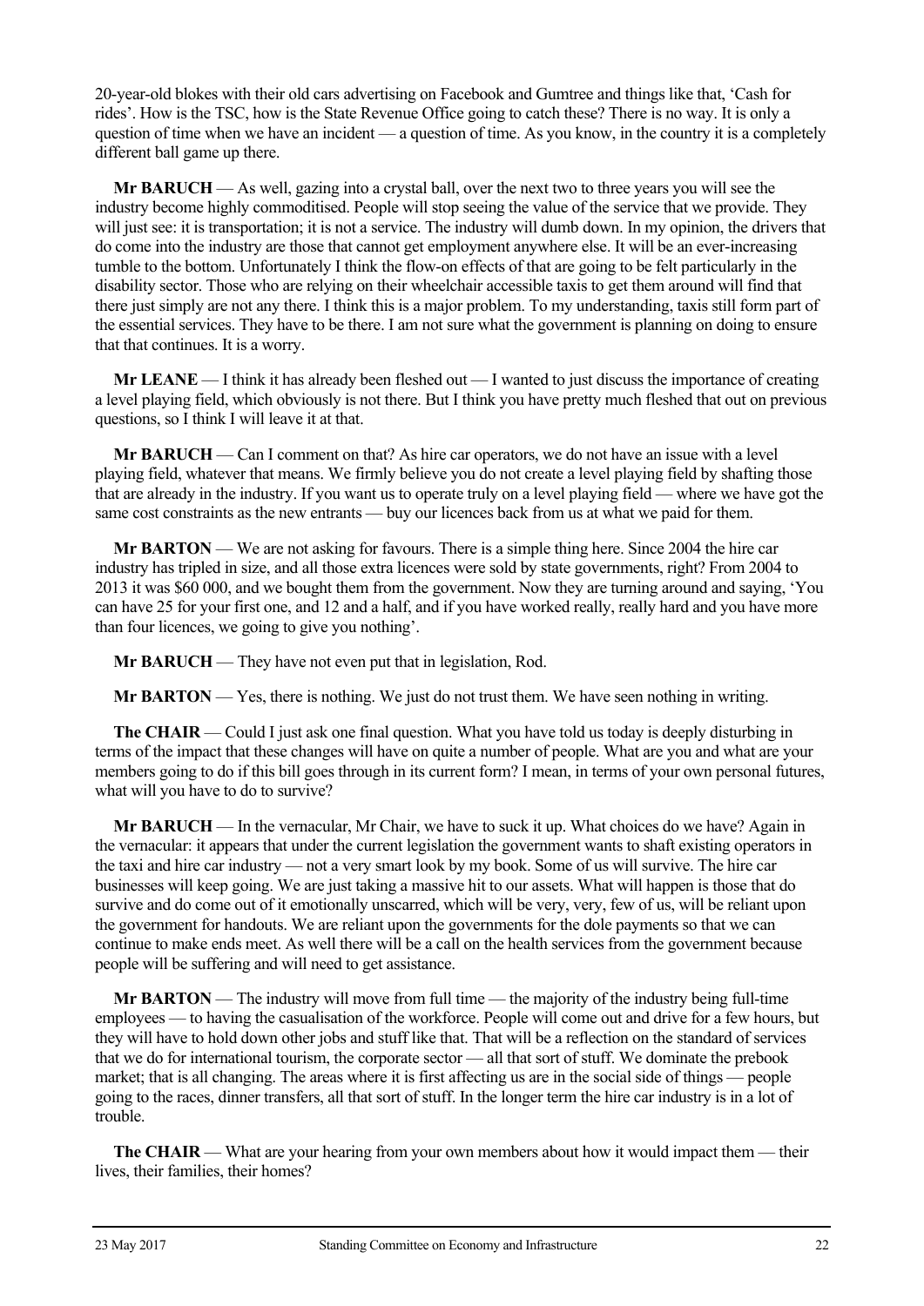20-year-old blokes with their old cars advertising on Facebook and Gumtree and things like that, 'Cash for rides'. How is the TSC, how is the State Revenue Office going to catch these? There is no way. It is only a question of time when we have an incident — a question of time. As you know, in the country it is a completely different ball game up there.

**Mr BARUCH** — As well, gazing into a crystal ball, over the next two to three years you will see the industry become highly commoditised. People will stop seeing the value of the service that we provide. They will just see: it is transportation; it is not a service. The industry will dumb down. In my opinion, the drivers that do come into the industry are those that cannot get employment anywhere else. It will be an ever-increasing tumble to the bottom. Unfortunately I think the flow-on effects of that are going to be felt particularly in the disability sector. Those who are relying on their wheelchair accessible taxis to get them around will find that there just simply are not any there. I think this is a major problem. To my understanding, taxis still form part of the essential services. They have to be there. I am not sure what the government is planning on doing to ensure that that continues. It is a worry.

**Mr LEANE** — I think it has already been fleshed out — I wanted to just discuss the importance of creating a level playing field, which obviously is not there. But I think you have pretty much fleshed that out on previous questions, so I think I will leave it at that.

**Mr BARUCH** — Can I comment on that? As hire car operators, we do not have an issue with a level playing field, whatever that means. We firmly believe you do not create a level playing field by shafting those that are already in the industry. If you want us to operate truly on a level playing field — where we have got the same cost constraints as the new entrants — buy our licences back from us at what we paid for them.

**Mr BARTON** — We are not asking for favours. There is a simple thing here. Since 2004 the hire car industry has tripled in size, and all those extra licences were sold by state governments, right? From 2004 to 2013 it was $60 000, and we bought them from the government. Now they are turning around and saying, 'You can have 25 for your first one, and 12 and a half, and if you have worked really, really hard and you have more than four licences, we going to give you nothing'.

**Mr BARUCH** — They have not even put that in legislation, Rod.

**Mr BARTON** — Yes, there is nothing. We just do not trust them. We have seen nothing in writing.

**The CHAIR** — Could I just ask one final question. What you have told us today is deeply disturbing in terms of the impact that these changes will have on quite a number of people. What are you and what are your members going to do if this bill goes through in its current form? I mean, in terms of your own personal futures, what will you have to do to survive?

**Mr BARUCH** — In the vernacular, Mr Chair, we have to suck it up. What choices do we have? Again in the vernacular: it appears that under the current legislation the government wants to shaft existing operators in the taxi and hire car industry — not a very smart look by my book. Some of us will survive. The hire car businesses will keep going. We are just taking a massive hit to our assets. What will happen is those that do survive and do come out of it emotionally unscarred, which will be very, very, few of us, will be reliant upon the government for handouts. We are reliant upon the governments for the dole payments so that we can continue to make ends meet. As well there will be a call on the health services from the government because people will be suffering and will need to get assistance.

**Mr BARTON** — The industry will move from full time — the majority of the industry being full-time employees — to having the casualisation of the workforce. People will come out and drive for a few hours, but they will have to hold down other jobs and stuff like that. That will be a reflection on the standard of services that we do for international tourism, the corporate sector — all that sort of stuff. We dominate the prebook market; that is all changing. The areas where it is first affecting us are in the social side of things — people going to the races, dinner transfers, all that sort of stuff. In the longer term the hire car industry is in a lot of trouble.

**The CHAIR** — What are your hearing from your own members about how it would impact them — their lives, their families, their homes?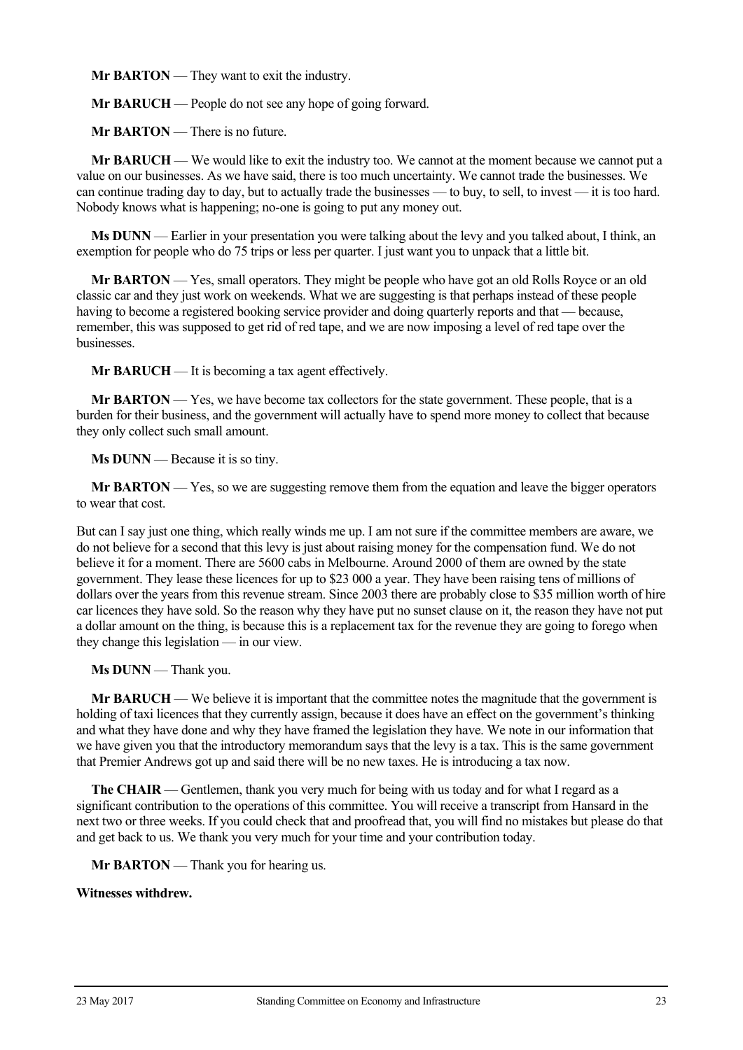**Mr BARTON** — They want to exit the industry.

**Mr BARUCH** — People do not see any hope of going forward.

**Mr BARTON** — There is no future.

**Mr BARUCH** — We would like to exit the industry too. We cannot at the moment because we cannot put a value on our businesses. As we have said, there is too much uncertainty. We cannot trade the businesses. We can continue trading day to day, but to actually trade the businesses — to buy, to sell, to invest — it is too hard. Nobody knows what is happening; no-one is going to put any money out.

**Ms DUNN** — Earlier in your presentation you were talking about the levy and you talked about, I think, an exemption for people who do 75 trips or less per quarter. I just want you to unpack that a little bit.

**Mr BARTON** — Yes, small operators. They might be people who have got an old Rolls Royce or an old classic car and they just work on weekends. What we are suggesting is that perhaps instead of these people having to become a registered booking service provider and doing quarterly reports and that — because, remember, this was supposed to get rid of red tape, and we are now imposing a level of red tape over the businesses.

**Mr BARUCH** — It is becoming a tax agent effectively.

**Mr BARTON** — Yes, we have become tax collectors for the state government. These people, that is a burden for their business, and the government will actually have to spend more money to collect that because they only collect such small amount.

**Ms DUNN** — Because it is so tiny.

**Mr BARTON** — Yes, so we are suggesting remove them from the equation and leave the bigger operators to wear that cost.

But can I say just one thing, which really winds me up. I am not sure if the committee members are aware, we do not believe for a second that this levy is just about raising money for the compensation fund. We do not believe it for a moment. There are 5600 cabs in Melbourne. Around 2000 of them are owned by the state government. They lease these licences for up to $23 000 a year. They have been raising tens of millions of dollars over the years from this revenue stream. Since 2003 there are probably close to $35 million worth of hire car licences they have sold. So the reason why they have put no sunset clause on it, the reason they have not put a dollar amount on the thing, is because this is a replacement tax for the revenue they are going to forego when they change this legislation — in our view.

**Ms DUNN** — Thank you.

**Mr BARUCH** — We believe it is important that the committee notes the magnitude that the government is holding of taxi licences that they currently assign, because it does have an effect on the government's thinking and what they have done and why they have framed the legislation they have. We note in our information that we have given you that the introductory memorandum says that the levy is a tax. This is the same government that Premier Andrews got up and said there will be no new taxes. He is introducing a tax now.

**The CHAIR** — Gentlemen, thank you very much for being with us today and for what I regard as a significant contribution to the operations of this committee. You will receive a transcript from Hansard in the next two or three weeks. If you could check that and proofread that, you will find no mistakes but please do that and get back to us. We thank you very much for your time and your contribution today.

**Mr BARTON** — Thank you for hearing us.

**Witnesses withdrew.**